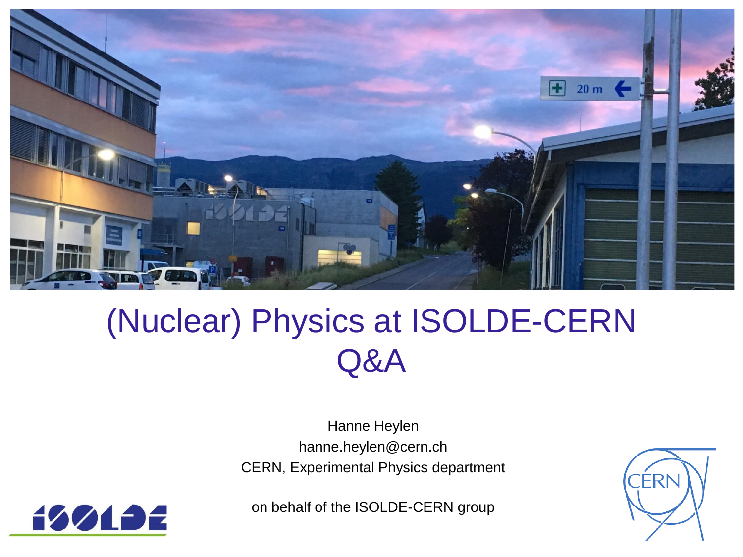# (Nuclear) Physics at ISOLDE-CERN
# Q&A

Hanne Heylen

hanne.heylen@cern.ch

CERN, Experimental Physics department

on behalf of the ISOLDE-CERN group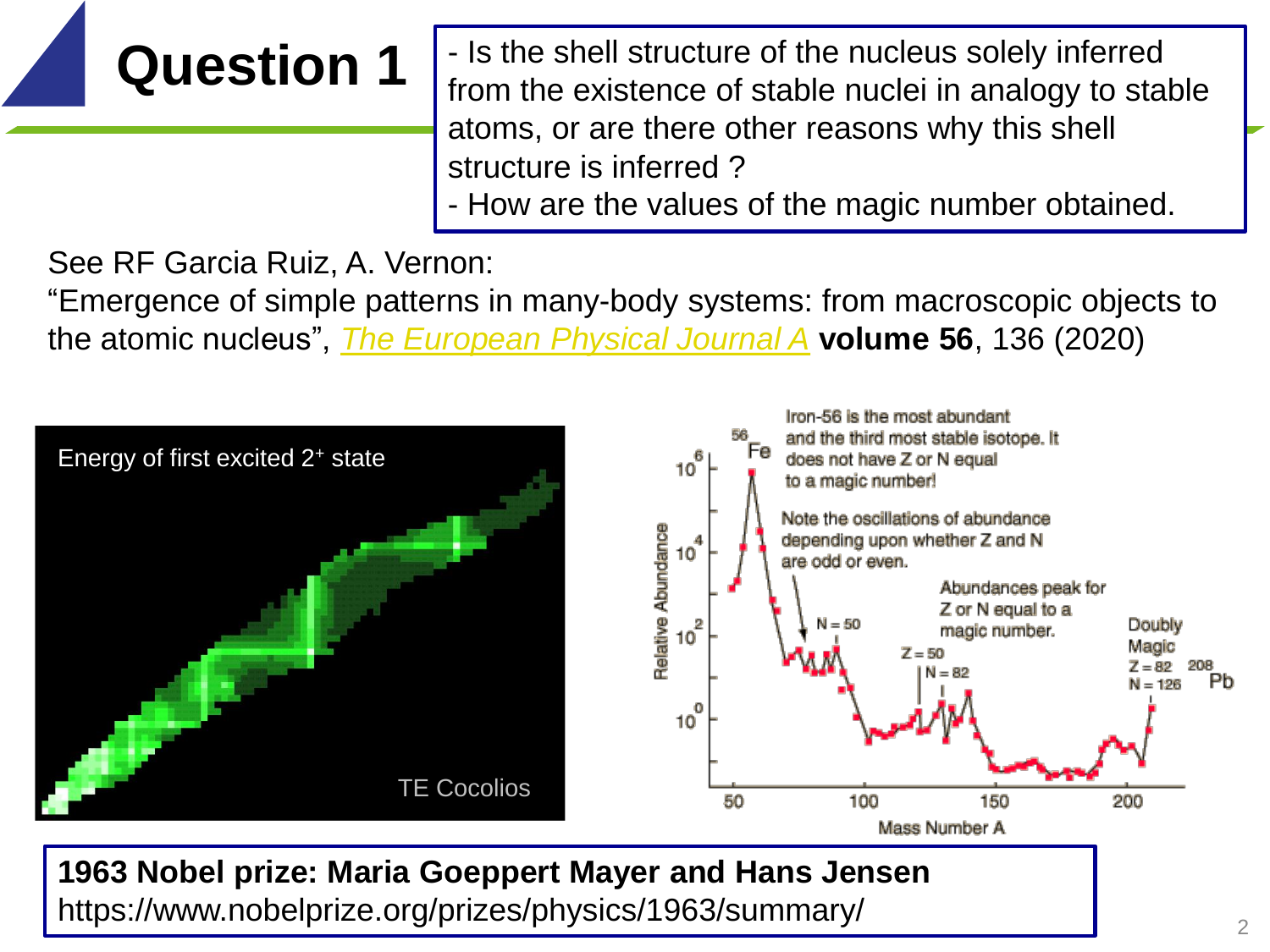# Question 1

- Is the shell structure of the nucleus solely inferred from the existence of stable nuclei in analogy to stable atoms, or are there other reasons why this shell structure is inferred ?
- How are the values of the magic number obtained.

See RF Garcia Ruiz, A. Vernon:
"Emergence of simple patterns in many-body systems: from macroscopic objects to the atomic nucleus", *The European Physical Journal A* **volume 56**, 136 (2020)

Energy of first excited $2^+$ state

TE Cocolios

Iron-56 is the most abundant and the third most stable isotope. It does not have Z or N equal to a magic number!

Note the oscillations of abundance depending upon whether Z and N are odd or even.

Abundances peak for Z or N equal to a magic number.

Doubly Magic $Z = 82$ $N = 126$ $^{208}Pb$

**1963 Nobel prize: Maria Goeppert Mayer and Hans Jensen**
https://www.nobelprize.org/prizes/physics/1963/summary/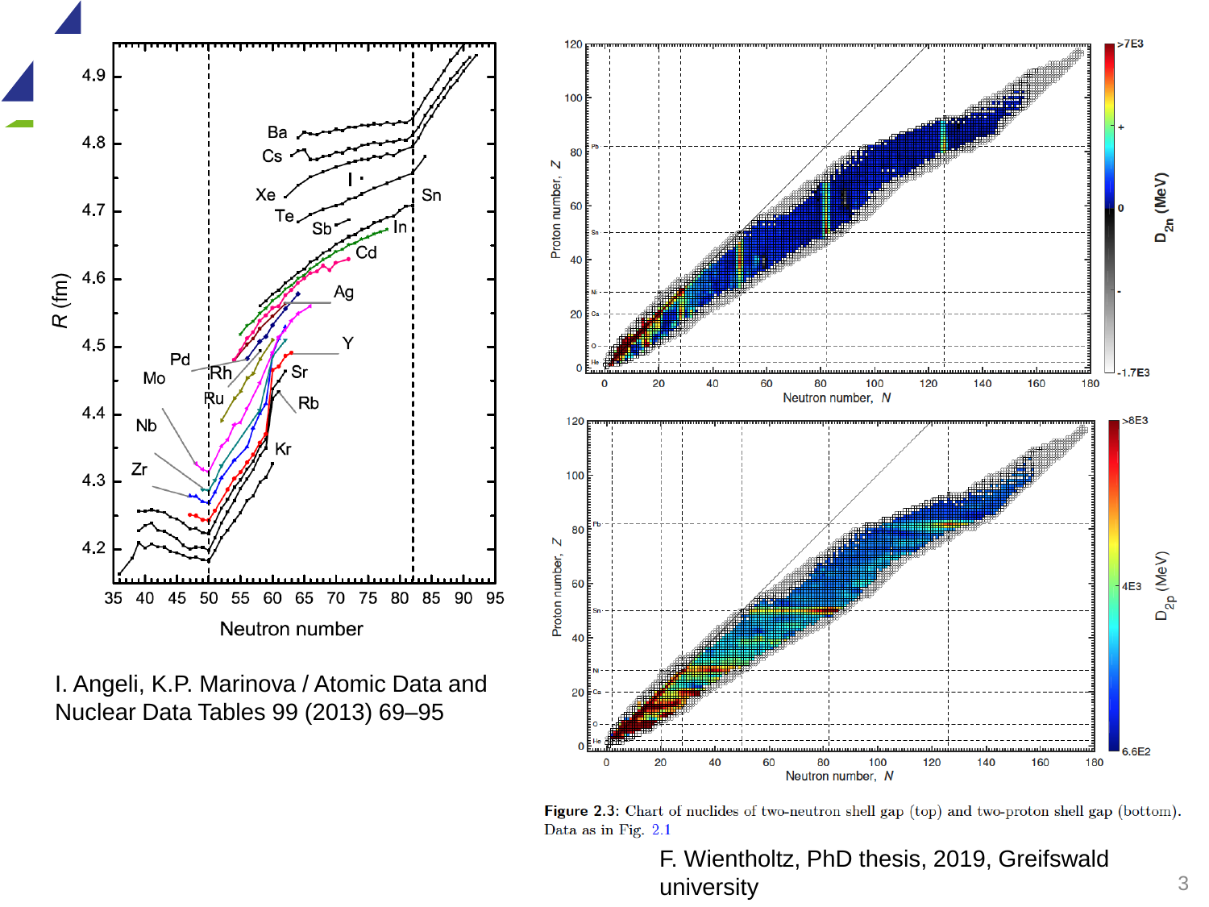I. Angeli, K.P. Marinova / Atomic Data and Nuclear Data Tables 99 (2013) 69–95

**Figure 2.3:** Chart of nuclides of two-neutron shell gap (top) and two-proton shell gap (bottom). Data as in Fig. 2.1

F. Wientholtz, PhD thesis, 2019, Greifswald university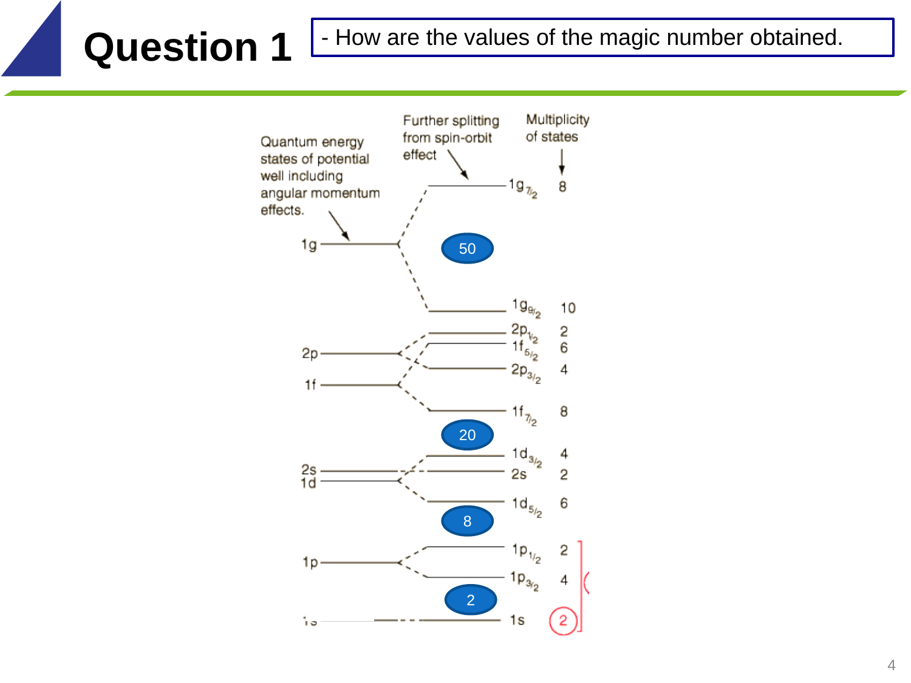# Question 1

- How are the values of the magic number obtained.

Quantum energy states of potential well including angular momentum effects.

Further splitting from spin-orbit effect

Multiplicity of states

| Level | Split state | Multiplicity |
|---|---|---|
| 1g | $1g_{7/2}$ | 8 |
| | **50** | |
| 1g | $1g_{9/2}$ | 10 |
| 2p | $2p_{1/2}$ | 2 |
| 1f | $1f_{5/2}$ | 6 |
| 2p | $2p_{3/2}$ | 4 |
| 1f | $1f_{7/2}$ | 8 |
| | **20** | |
| 1d | $1d_{3/2}$ | 4 |
| 2s | 2s | 2 |
| 1d | $1d_{5/2}$ | 6 |
| | **8** | |
| 1p | $1p_{1/2}$ | 2 |
| 1p | $1p_{3/2}$ | 4 |
| | **2** | |
| 1s | 1s | 2 |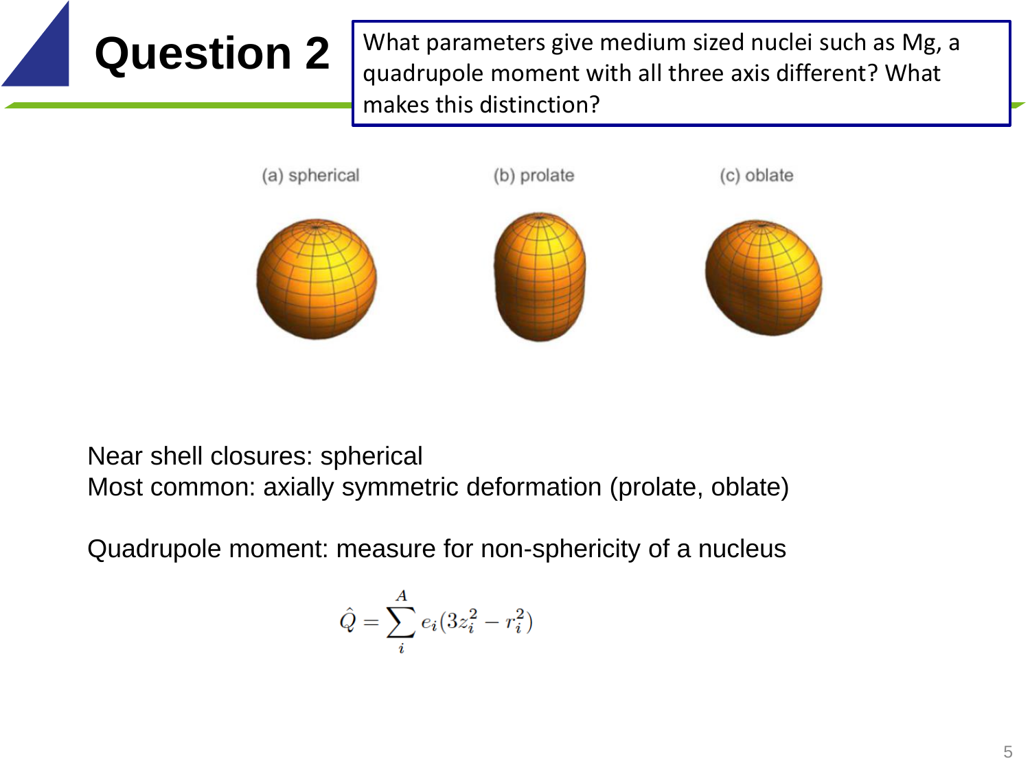# Question 2

What parameters give medium sized nuclei such as Mg, a quadrupole moment with all three axis different? What makes this distinction?

(a) spherical (b) prolate (c) oblate

Near shell closures: spherical
Most common: axially symmetric deformation (prolate, oblate)

Quadrupole moment: measure for non-sphericity of a nucleus

$$\hat{Q} = \sum_{i}^{A} e_i (3z_i^2 - r_i^2)$$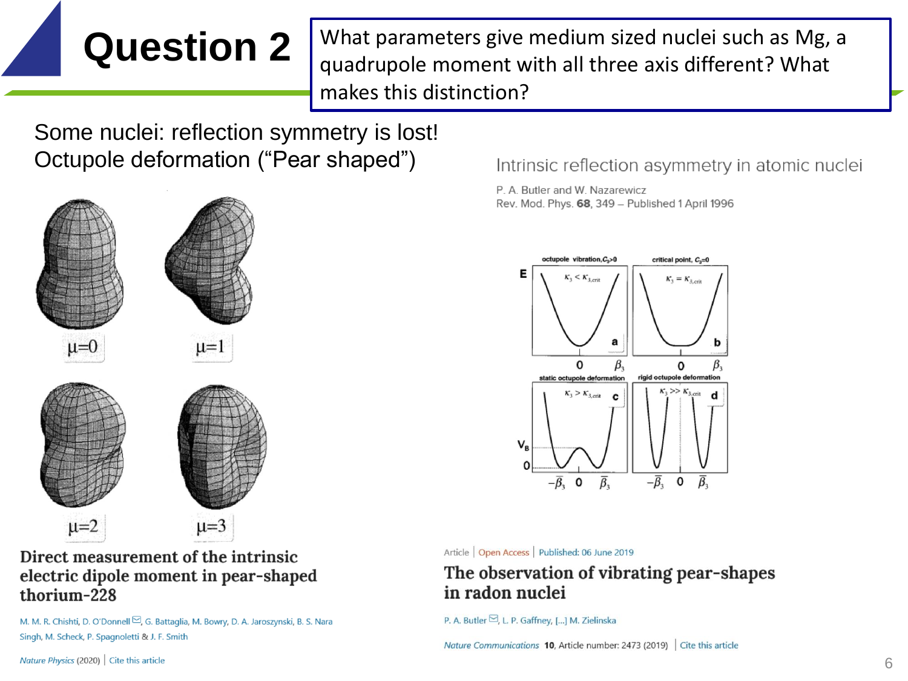# Question 2

What parameters give medium sized nuclei such as Mg, a quadrupole moment with all three axis different? What makes this distinction?

Some nuclei: reflection symmetry is lost!
Octupole deformation ("Pear shaped")

μ=0 μ=1

μ=2 μ=3

**Direct measurement of the intrinsic electric dipole moment in pear-shaped thorium-228**

M. M. R. Chishti, D. O'Donnell, G. Battaglia, M. Bowry, D. A. Jaroszynski, B. S. Nara Singh, M. Scheck, P. Spagnoletti & J. F. Smith

*Nature Physics* (2020) | Cite this article

Intrinsic reflection asymmetry in atomic nuclei

P. A. Butler and W. Nazarewicz
Rev. Mod. Phys. **68**, 349 – Published 1 April 1996

octupole vibration, $C_3>0$ — $\kappa_3 < \kappa_{3,\mathrm{crit}}$ (a)
critical point, $C_3=0$ — $\kappa_3 = \kappa_{3,\mathrm{crit}}$ (b)
static octupole deformation — $\kappa_3 > \kappa_{3,\mathrm{crit}}$ (c)
rigid octupole deformation — $\kappa_3 >> \kappa_{3,\mathrm{crit}}$ (d)

E, $V_B$, 0, $\beta_3$, $-\bar{\beta}_3$, $\bar{\beta}_3$

Article | Open Access | Published: 06 June 2019

**The observation of vibrating pear-shapes in radon nuclei**

P. A. Butler, L. P. Gaffney, [...] M. Zielinska

*Nature Communications* **10**, Article number: 2473 (2019) | Cite this article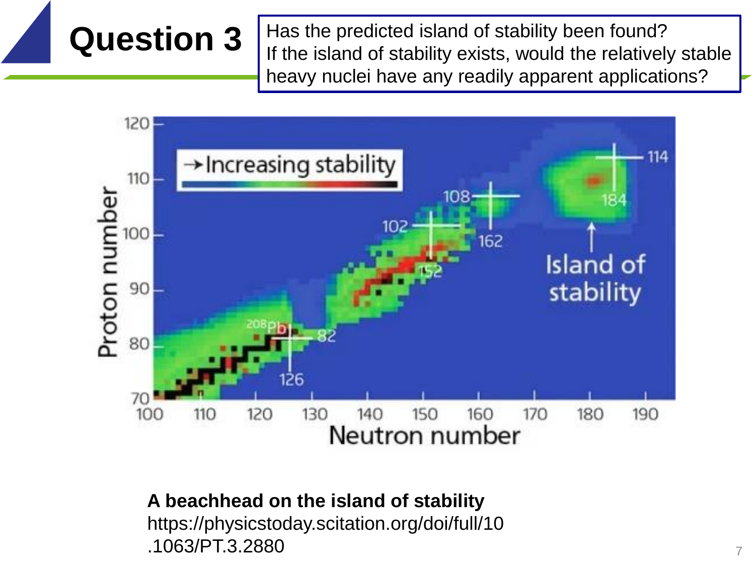# Question 3

Has the predicted island of stability been found?
If the island of stability exists, would the relatively stable heavy nuclei have any readily apparent applications?

**A beachhead on the island of stability**
https://physicstoday.scitation.org/doi/full/10.1063/PT.3.2880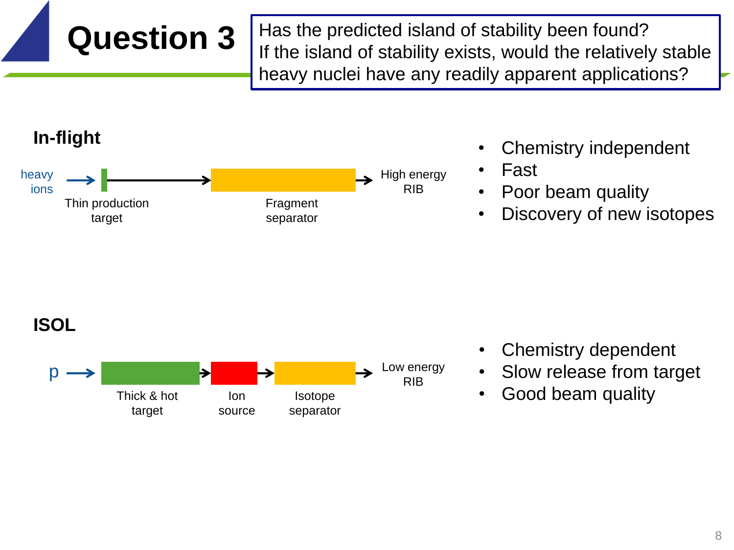# Question 3

Has the predicted island of stability been found?
If the island of stability exists, would the relatively stable heavy nuclei have any readily apparent applications?

## In-flight

heavy ions → Thin production target → Fragment separator → High energy RIB

- Chemistry independent
- Fast
- Poor beam quality
- Discovery of new isotopes

## ISOL

p → Thick & hot target → Ion source → Isotope separator → Low energy RIB

- Chemistry dependent
- Slow release from target
- Good beam quality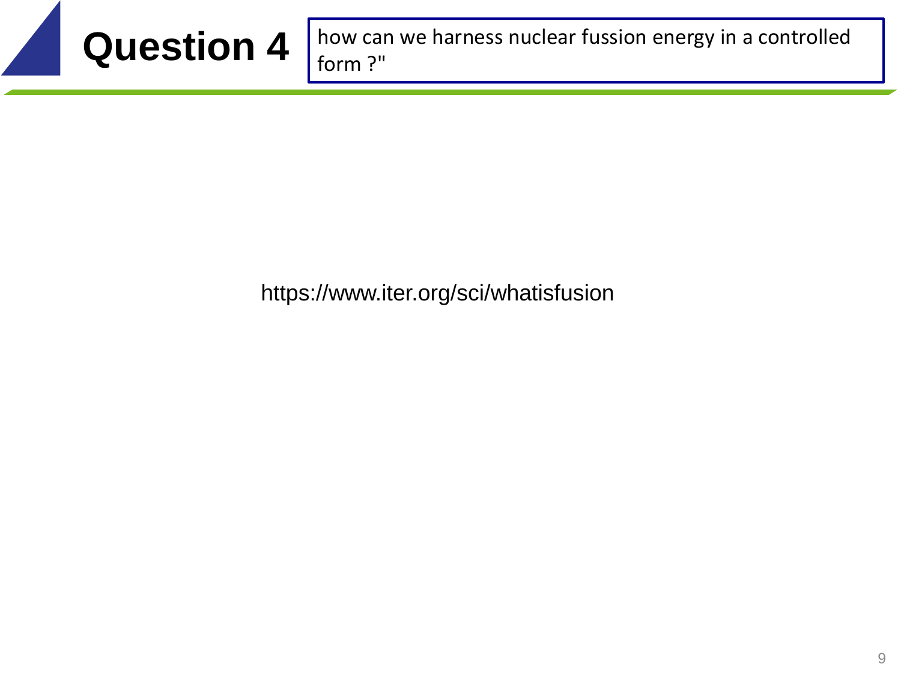# Question 4

how can we harness nuclear fussion energy in a controlled form ?"

https://www.iter.org/sci/whatisfusion